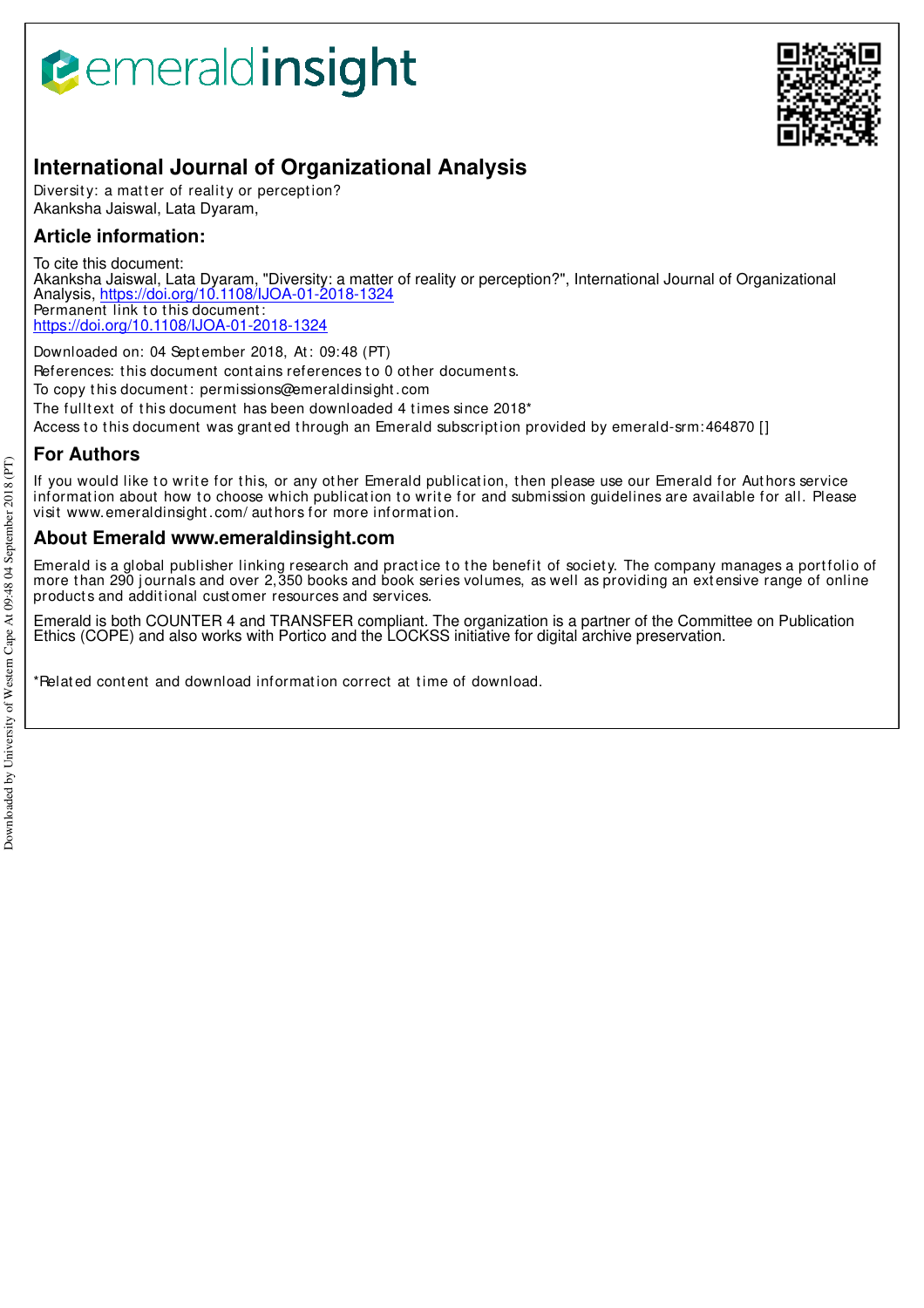emeraldinsight

# International Journal of Organizational Analysis

Diversity: a matter of reality or perception?
Akanksha Jaiswal, Lata Dyaram,

## Article information:

To cite this document:
Akanksha Jaiswal, Lata Dyaram, "Diversity: a matter of reality or perception?", International Journal of Organizational Analysis, https://doi.org/10.1108/IJOA-01-2018-1324
Permanent link to this document:
https://doi.org/10.1108/IJOA-01-2018-1324

Downloaded on: 04 September 2018, At: 09:48 (PT)
References: this document contains references to 0 other documents.
To copy this document: permissions@emeraldinsight.com
The fulltext of this document has been downloaded 4 times since 2018*
Access to this document was granted through an Emerald subscription provided by emerald-srm:464870 []

## For Authors

If you would like to write for this, or any other Emerald publication, then please use our Emerald for Authors service information about how to choose which publication to write for and submission guidelines are available for all. Please visit www.emeraldinsight.com/authors for more information.

## About Emerald www.emeraldinsight.com

Emerald is a global publisher linking research and practice to the benefit of society. The company manages a portfolio of more than 290 journals and over 2,350 books and book series volumes, as well as providing an extensive range of online products and additional customer resources and services.

Emerald is both COUNTER 4 and TRANSFER compliant. The organization is a partner of the Committee on Publication Ethics (COPE) and also works with Portico and the LOCKSS initiative for digital archive preservation.

*Related content and download information correct at time of download.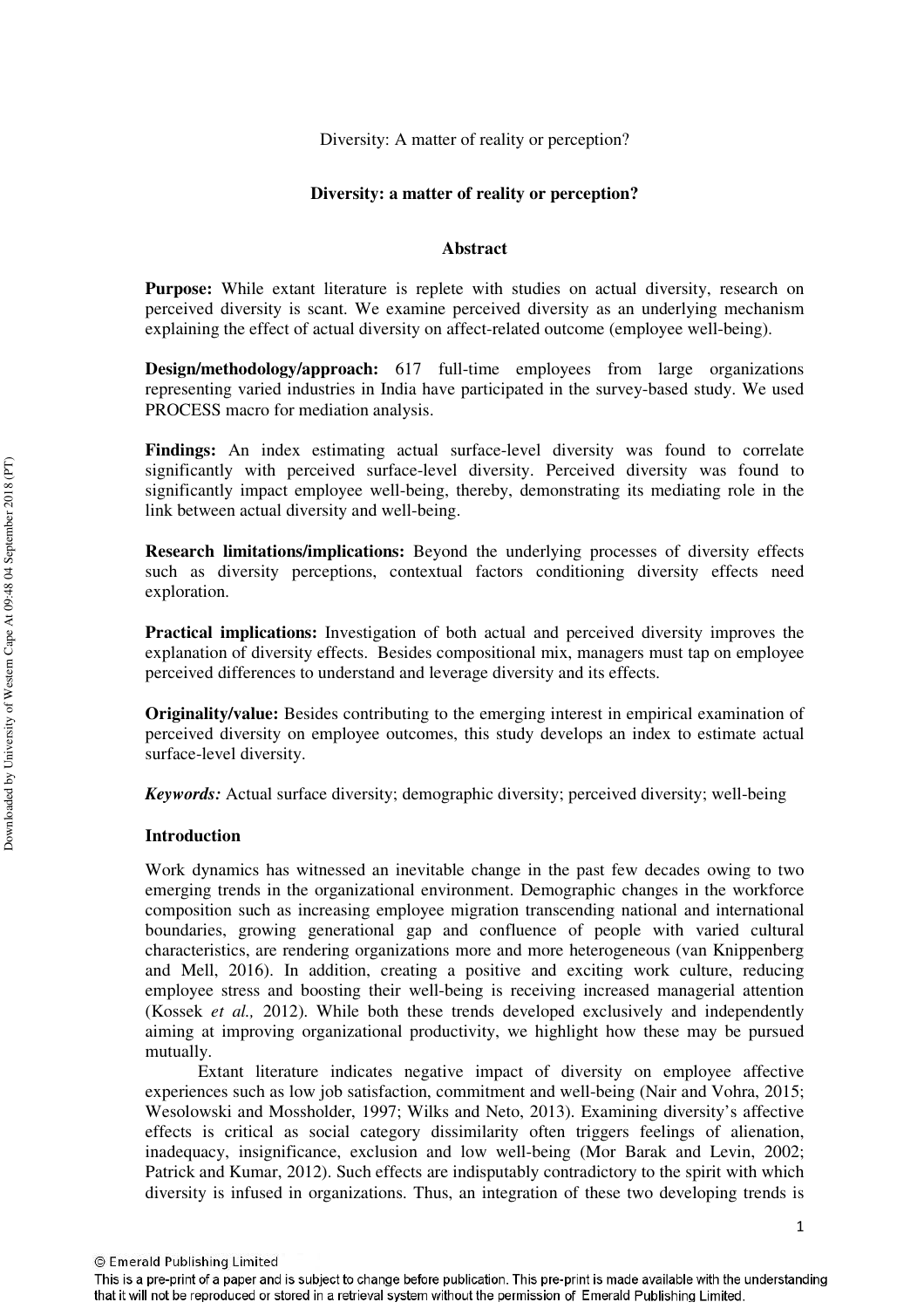# Diversity: a matter of reality or perception?

## Abstract

**Purpose:** While extant literature is replete with studies on actual diversity, research on perceived diversity is scant. We examine perceived diversity as an underlying mechanism explaining the effect of actual diversity on affect-related outcome (employee well-being).

**Design/methodology/approach:** 617 full-time employees from large organizations representing varied industries in India have participated in the survey-based study. We used PROCESS macro for mediation analysis.

**Findings:** An index estimating actual surface-level diversity was found to correlate significantly with perceived surface-level diversity. Perceived diversity was found to significantly impact employee well-being, thereby, demonstrating its mediating role in the link between actual diversity and well-being.

**Research limitations/implications:** Beyond the underlying processes of diversity effects such as diversity perceptions, contextual factors conditioning diversity effects need exploration.

**Practical implications:** Investigation of both actual and perceived diversity improves the explanation of diversity effects. Besides compositional mix, managers must tap on employee perceived differences to understand and leverage diversity and its effects.

**Originality/value:** Besides contributing to the emerging interest in empirical examination of perceived diversity on employee outcomes, this study develops an index to estimate actual surface-level diversity.

***Keywords:*** Actual surface diversity; demographic diversity; perceived diversity; well-being

## Introduction

Work dynamics has witnessed an inevitable change in the past few decades owing to two emerging trends in the organizational environment. Demographic changes in the workforce composition such as increasing employee migration transcending national and international boundaries, growing generational gap and confluence of people with varied cultural characteristics, are rendering organizations more and more heterogeneous (van Knippenberg and Mell, 2016). In addition, creating a positive and exciting work culture, reducing employee stress and boosting their well-being is receiving increased managerial attention (Kossek *et al.,* 2012). While both these trends developed exclusively and independently aiming at improving organizational productivity, we highlight how these may be pursued mutually.

Extant literature indicates negative impact of diversity on employee affective experiences such as low job satisfaction, commitment and well-being (Nair and Vohra, 2015; Wesolowski and Mossholder, 1997; Wilks and Neto, 2013). Examining diversity's affective effects is critical as social category dissimilarity often triggers feelings of alienation, inadequacy, insignificance, exclusion and low well-being (Mor Barak and Levin, 2002; Patrick and Kumar, 2012). Such effects are indisputably contradictory to the spirit with which diversity is infused in organizations. Thus, an integration of these two developing trends is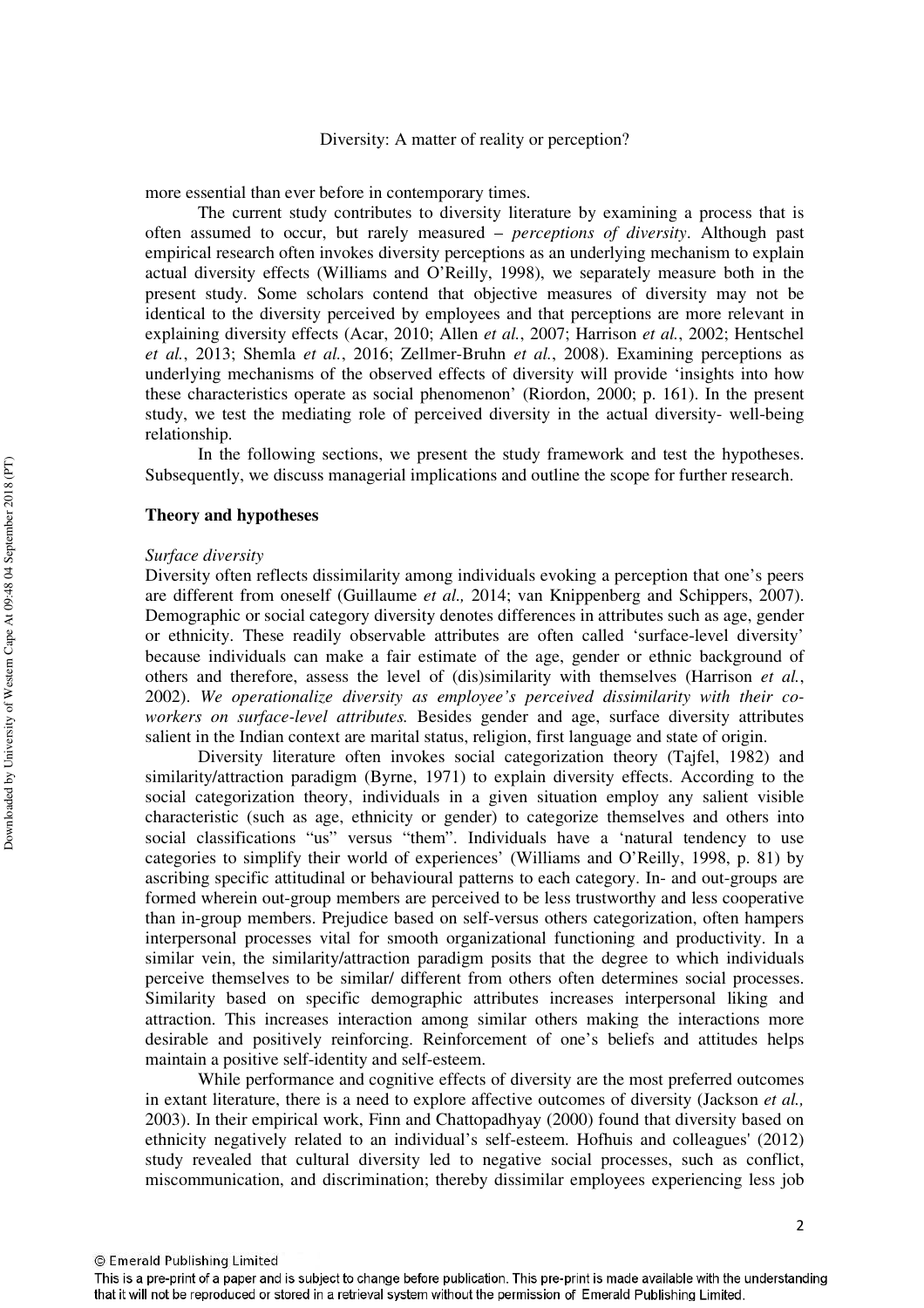more essential than ever before in contemporary times.

The current study contributes to diversity literature by examining a process that is often assumed to occur, but rarely measured – *perceptions of diversity*. Although past empirical research often invokes diversity perceptions as an underlying mechanism to explain actual diversity effects (Williams and O'Reilly, 1998), we separately measure both in the present study. Some scholars contend that objective measures of diversity may not be identical to the diversity perceived by employees and that perceptions are more relevant in explaining diversity effects (Acar, 2010; Allen *et al.*, 2007; Harrison *et al.*, 2002; Hentschel *et al.*, 2013; Shemla *et al.*, 2016; Zellmer-Bruhn *et al.*, 2008). Examining perceptions as underlying mechanisms of the observed effects of diversity will provide 'insights into how these characteristics operate as social phenomenon' (Riordon, 2000; p. 161). In the present study, we test the mediating role of perceived diversity in the actual diversity- well-being relationship.

In the following sections, we present the study framework and test the hypotheses. Subsequently, we discuss managerial implications and outline the scope for further research.

## Theory and hypotheses

### *Surface diversity*

Diversity often reflects dissimilarity among individuals evoking a perception that one's peers are different from oneself (Guillaume *et al.,* 2014; van Knippenberg and Schippers, 2007). Demographic or social category diversity denotes differences in attributes such as age, gender or ethnicity. These readily observable attributes are often called 'surface-level diversity' because individuals can make a fair estimate of the age, gender or ethnic background of others and therefore, assess the level of (dis)similarity with themselves (Harrison *et al.*, 2002). *We operationalize diversity as employee's perceived dissimilarity with their co-workers on surface-level attributes.* Besides gender and age, surface diversity attributes salient in the Indian context are marital status, religion, first language and state of origin.

Diversity literature often invokes social categorization theory (Tajfel, 1982) and similarity/attraction paradigm (Byrne, 1971) to explain diversity effects. According to the social categorization theory, individuals in a given situation employ any salient visible characteristic (such as age, ethnicity or gender) to categorize themselves and others into social classifications "us" versus "them". Individuals have a 'natural tendency to use categories to simplify their world of experiences' (Williams and O'Reilly, 1998, p. 81) by ascribing specific attitudinal or behavioural patterns to each category. In- and out-groups are formed wherein out-group members are perceived to be less trustworthy and less cooperative than in-group members. Prejudice based on self-versus others categorization, often hampers interpersonal processes vital for smooth organizational functioning and productivity. In a similar vein, the similarity/attraction paradigm posits that the degree to which individuals perceive themselves to be similar/ different from others often determines social processes. Similarity based on specific demographic attributes increases interpersonal liking and attraction. This increases interaction among similar others making the interactions more desirable and positively reinforcing. Reinforcement of one's beliefs and attitudes helps maintain a positive self-identity and self-esteem.

While performance and cognitive effects of diversity are the most preferred outcomes in extant literature, there is a need to explore affective outcomes of diversity (Jackson *et al.,* 2003). In their empirical work, Finn and Chattopadhyay (2000) found that diversity based on ethnicity negatively related to an individual's self-esteem. Hofhuis and colleagues' (2012) study revealed that cultural diversity led to negative social processes, such as conflict, miscommunication, and discrimination; thereby dissimilar employees experiencing less job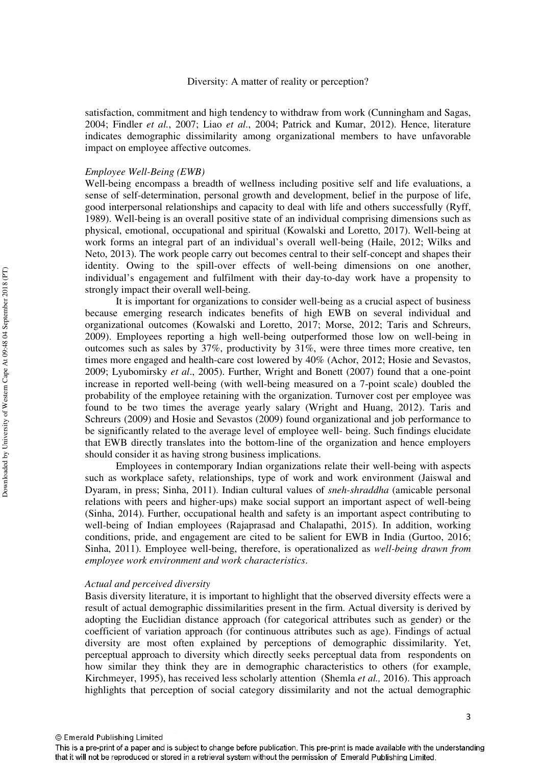satisfaction, commitment and high tendency to withdraw from work (Cunningham and Sagas, 2004; Findler *et al.*, 2007; Liao *et al*., 2004; Patrick and Kumar, 2012). Hence, literature indicates demographic dissimilarity among organizational members to have unfavorable impact on employee affective outcomes.

*Employee Well-Being (EWB)*

Well-being encompass a breadth of wellness including positive self and life evaluations, a sense of self-determination, personal growth and development, belief in the purpose of life, good interpersonal relationships and capacity to deal with life and others successfully (Ryff, 1989). Well-being is an overall positive state of an individual comprising dimensions such as physical, emotional, occupational and spiritual (Kowalski and Loretto, 2017). Well-being at work forms an integral part of an individual's overall well-being (Haile, 2012; Wilks and Neto, 2013). The work people carry out becomes central to their self-concept and shapes their identity. Owing to the spill-over effects of well-being dimensions on one another, individual's engagement and fulfilment with their day-to-day work have a propensity to strongly impact their overall well-being.

It is important for organizations to consider well-being as a crucial aspect of business because emerging research indicates benefits of high EWB on several individual and organizational outcomes (Kowalski and Loretto, 2017; Morse, 2012; Taris and Schreurs, 2009). Employees reporting a high well-being outperformed those low on well-being in outcomes such as sales by 37%, productivity by 31%, were three times more creative, ten times more engaged and health-care cost lowered by 40% (Achor, 2012; Hosie and Sevastos, 2009; Lyubomirsky *et al*., 2005). Further, Wright and Bonett (2007) found that a one-point increase in reported well-being (with well-being measured on a 7-point scale) doubled the probability of the employee retaining with the organization. Turnover cost per employee was found to be two times the average yearly salary (Wright and Huang, 2012). Taris and Schreurs (2009) and Hosie and Sevastos (2009) found organizational and job performance to be significantly related to the average level of employee well- being. Such findings elucidate that EWB directly translates into the bottom-line of the organization and hence employers should consider it as having strong business implications.

Employees in contemporary Indian organizations relate their well-being with aspects such as workplace safety, relationships, type of work and work environment (Jaiswal and Dyaram, in press; Sinha, 2011). Indian cultural values of *sneh-shraddha* (amicable personal relations with peers and higher-ups) make social support an important aspect of well-being (Sinha, 2014). Further, occupational health and safety is an important aspect contributing to well-being of Indian employees (Rajaprasad and Chalapathi, 2015). In addition, working conditions, pride, and engagement are cited to be salient for EWB in India (Gurtoo, 2016; Sinha, 2011). Employee well-being, therefore, is operationalized as *well-being drawn from employee work environment and work characteristics*.

*Actual and perceived diversity*

Basis diversity literature, it is important to highlight that the observed diversity effects were a result of actual demographic dissimilarities present in the firm. Actual diversity is derived by adopting the Euclidian distance approach (for categorical attributes such as gender) or the coefficient of variation approach (for continuous attributes such as age). Findings of actual diversity are most often explained by perceptions of demographic dissimilarity. Yet, perceptual approach to diversity which directly seeks perceptual data from respondents on how similar they think they are in demographic characteristics to others (for example, Kirchmeyer, 1995), has received less scholarly attention (Shemla *et al.,* 2016). This approach highlights that perception of social category dissimilarity and not the actual demographic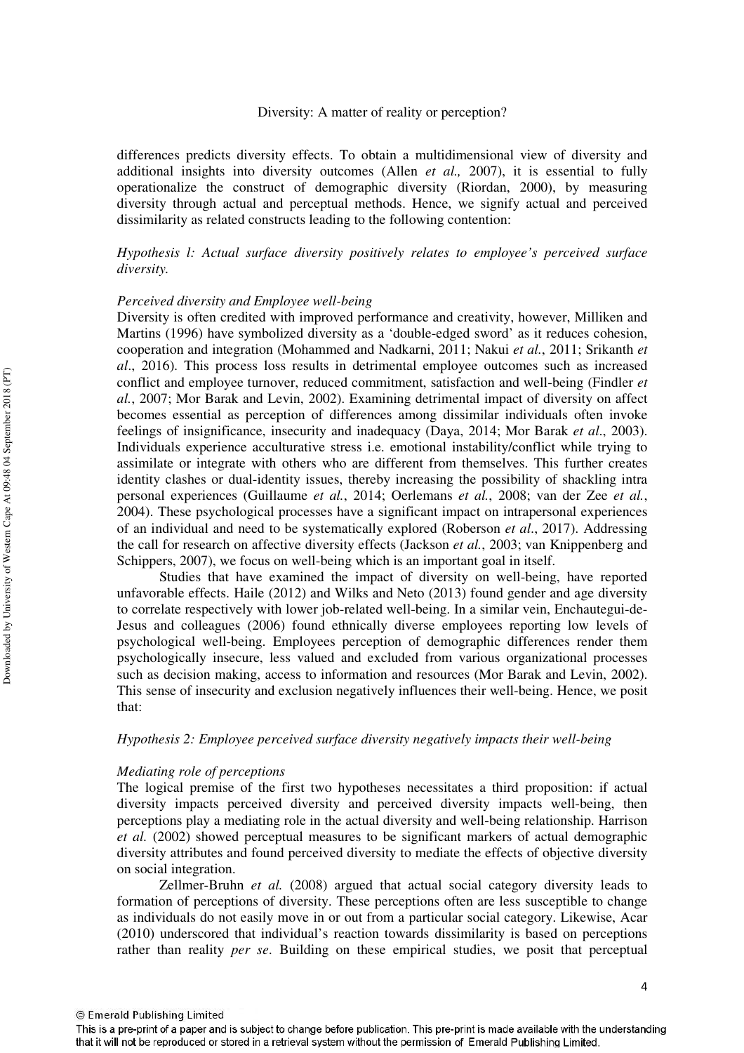differences predicts diversity effects. To obtain a multidimensional view of diversity and additional insights into diversity outcomes (Allen *et al.,* 2007), it is essential to fully operationalize the construct of demographic diversity (Riordan, 2000), by measuring diversity through actual and perceptual methods. Hence, we signify actual and perceived dissimilarity as related constructs leading to the following contention:

*Hypothesis l: Actual surface diversity positively relates to employee's perceived surface diversity.*

*Perceived diversity and Employee well-being*

Diversity is often credited with improved performance and creativity, however, Milliken and Martins (1996) have symbolized diversity as a 'double-edged sword' as it reduces cohesion, cooperation and integration (Mohammed and Nadkarni, 2011; Nakui *et al.*, 2011; Srikanth *et al*., 2016). This process loss results in detrimental employee outcomes such as increased conflict and employee turnover, reduced commitment, satisfaction and well-being (Findler *et al.*, 2007; Mor Barak and Levin, 2002). Examining detrimental impact of diversity on affect becomes essential as perception of differences among dissimilar individuals often invoke feelings of insignificance, insecurity and inadequacy (Daya, 2014; Mor Barak *et al*., 2003). Individuals experience acculturative stress i.e. emotional instability/conflict while trying to assimilate or integrate with others who are different from themselves. This further creates identity clashes or dual-identity issues, thereby increasing the possibility of shackling intra personal experiences (Guillaume *et al.*, 2014; Oerlemans *et al.*, 2008; van der Zee *et al.*, 2004). These psychological processes have a significant impact on intrapersonal experiences of an individual and need to be systematically explored (Roberson *et al*., 2017). Addressing the call for research on affective diversity effects (Jackson *et al.*, 2003; van Knippenberg and Schippers, 2007), we focus on well-being which is an important goal in itself.

Studies that have examined the impact of diversity on well-being, have reported unfavorable effects. Haile (2012) and Wilks and Neto (2013) found gender and age diversity to correlate respectively with lower job-related well-being. In a similar vein, Enchautegui-de-Jesus and colleagues (2006) found ethnically diverse employees reporting low levels of psychological well-being. Employees perception of demographic differences render them psychologically insecure, less valued and excluded from various organizational processes such as decision making, access to information and resources (Mor Barak and Levin, 2002). This sense of insecurity and exclusion negatively influences their well-being. Hence, we posit that:

*Hypothesis 2: Employee perceived surface diversity negatively impacts their well-being*

*Mediating role of perceptions*

The logical premise of the first two hypotheses necessitates a third proposition: if actual diversity impacts perceived diversity and perceived diversity impacts well-being, then perceptions play a mediating role in the actual diversity and well-being relationship. Harrison *et al.* (2002) showed perceptual measures to be significant markers of actual demographic diversity attributes and found perceived diversity to mediate the effects of objective diversity on social integration.

Zellmer-Bruhn *et al.* (2008) argued that actual social category diversity leads to formation of perceptions of diversity. These perceptions often are less susceptible to change as individuals do not easily move in or out from a particular social category. Likewise, Acar (2010) underscored that individual's reaction towards dissimilarity is based on perceptions rather than reality *per se*. Building on these empirical studies, we posit that perceptual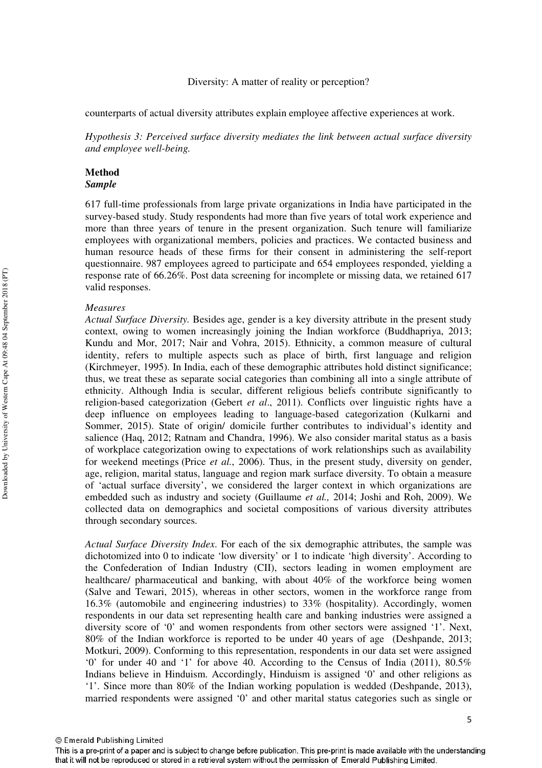counterparts of actual diversity attributes explain employee affective experiences at work.

*Hypothesis 3: Perceived surface diversity mediates the link between actual surface diversity and employee well-being.*

## Method

### *Sample*

617 full-time professionals from large private organizations in India have participated in the survey-based study. Study respondents had more than five years of total work experience and more than three years of tenure in the present organization. Such tenure will familiarize employees with organizational members, policies and practices. We contacted business and human resource heads of these firms for their consent in administering the self-report questionnaire. 987 employees agreed to participate and 654 employees responded, yielding a response rate of 66.26%. Post data screening for incomplete or missing data, we retained 617 valid responses.

*Measures*

*Actual Surface Diversity.* Besides age, gender is a key diversity attribute in the present study context, owing to women increasingly joining the Indian workforce (Buddhapriya, 2013; Kundu and Mor, 2017; Nair and Vohra, 2015). Ethnicity, a common measure of cultural identity, refers to multiple aspects such as place of birth, first language and religion (Kirchmeyer, 1995). In India, each of these demographic attributes hold distinct significance; thus, we treat these as separate social categories than combining all into a single attribute of ethnicity. Although India is secular, different religious beliefs contribute significantly to religion-based categorization (Gebert *et al*., 2011). Conflicts over linguistic rights have a deep influence on employees leading to language-based categorization (Kulkarni and Sommer, 2015). State of origin/ domicile further contributes to individual's identity and salience (Haq, 2012; Ratnam and Chandra, 1996). We also consider marital status as a basis of workplace categorization owing to expectations of work relationships such as availability for weekend meetings (Price *et al.*, 2006). Thus, in the present study, diversity on gender, age, religion, marital status, language and region mark surface diversity. To obtain a measure of 'actual surface diversity', we considered the larger context in which organizations are embedded such as industry and society (Guillaume *et al.,* 2014; Joshi and Roh, 2009). We collected data on demographics and societal compositions of various diversity attributes through secondary sources.

*Actual Surface Diversity Index*. For each of the six demographic attributes, the sample was dichotomized into 0 to indicate 'low diversity' or 1 to indicate 'high diversity'. According to the Confederation of Indian Industry (CII), sectors leading in women employment are healthcare/ pharmaceutical and banking, with about 40% of the workforce being women (Salve and Tewari, 2015), whereas in other sectors, women in the workforce range from 16.3% (automobile and engineering industries) to 33% (hospitality). Accordingly, women respondents in our data set representing health care and banking industries were assigned a diversity score of '0' and women respondents from other sectors were assigned '1'. Next, 80% of the Indian workforce is reported to be under 40 years of age (Deshpande, 2013; Motkuri, 2009). Conforming to this representation, respondents in our data set were assigned '0' for under 40 and '1' for above 40. According to the Census of India (2011), 80.5% Indians believe in Hinduism. Accordingly, Hinduism is assigned '0' and other religions as '1'. Since more than 80% of the Indian working population is wedded (Deshpande, 2013), married respondents were assigned '0' and other marital status categories such as single or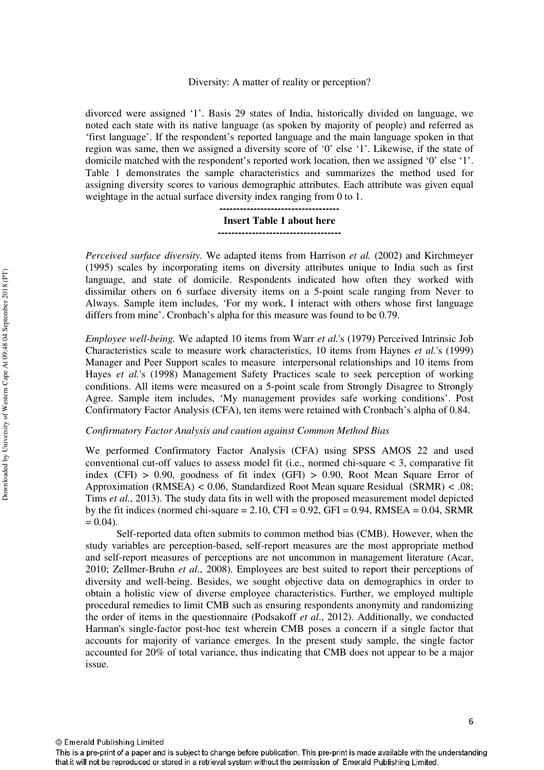divorced were assigned '1'. Basis 29 states of India, historically divided on language, we noted each state with its native language (as spoken by majority of people) and referred as 'first language'. If the respondent's reported language and the main language spoken in that region was same, then we assigned a diversity score of '0' else '1'. Likewise, if the state of domicile matched with the respondent's reported work location, then we assigned '0' else '1'. Table 1 demonstrates the sample characteristics and summarizes the method used for assigning diversity scores to various demographic attributes. Each attribute was given equal weightage in the actual surface diversity index ranging from 0 to 1.

----------------------------------

**Insert Table 1 about here**

------------------------------------

*Perceived surface diversity.* We adapted items from Harrison *et al.* (2002) and Kirchmeyer (1995) scales by incorporating items on diversity attributes unique to India such as first language, and state of domicile. Respondents indicated how often they worked with dissimilar others on 6 surface diversity items on a 5-point scale ranging from Never to Always. Sample item includes, 'For my work, I interact with others whose first language differs from mine'. Cronbach's alpha for this measure was found to be 0.79.

*Employee well-being.* We adapted 10 items from Warr *et al.*'s (1979) Perceived Intrinsic Job Characteristics scale to measure work characteristics, 10 items from Haynes *et al.*'s (1999) Manager and Peer Support scales to measure interpersonal relationships and 10 items from Hayes *et al.*'s (1998) Management Safety Practices scale to seek perception of working conditions. All items were measured on a 5-point scale from Strongly Disagree to Strongly Agree. Sample item includes, 'My management provides safe working conditions'. Post Confirmatory Factor Analysis (CFA), ten items were retained with Cronbach's alpha of 0.84.

*Confirmatory Factor Analysis and caution against Common Method Bias*

We performed Confirmatory Factor Analysis (CFA) using SPSS AMOS 22 and used conventional cut-off values to assess model fit (i.e., normed chi-square < 3, comparative fit index (CFI) > 0.90, goodness of fit index (GFI) > 0.90, Root Mean Square Error of Approximation (RMSEA) < 0.06, Standardized Root Mean square Residual (SRMR) < .08; Tims *et al.*, 2013). The study data fits in well with the proposed measurement model depicted by the fit indices (normed chi-square = 2.10, CFI = 0.92, GFI = 0.94, RMSEA = 0.04, SRMR = 0.04).

Self-reported data often submits to common method bias (CMB). However, when the study variables are perception-based, self-report measures are the most appropriate method and self-report measures of perceptions are not uncommon in management literature (Acar, 2010; Zellmer-Bruhn *et al.*, 2008). Employees are best suited to report their perceptions of diversity and well-being. Besides, we sought objective data on demographics in order to obtain a holistic view of diverse employee characteristics. Further, we employed multiple procedural remedies to limit CMB such as ensuring respondents anonymity and randomizing the order of items in the questionnaire (Podsakoff *et al*., 2012). Additionally, we conducted Harman's single-factor post-hoc test wherein CMB poses a concern if a single factor that accounts for majority of variance emerges. In the present study sample, the single factor accounted for 20% of total variance, thus indicating that CMB does not appear to be a major issue.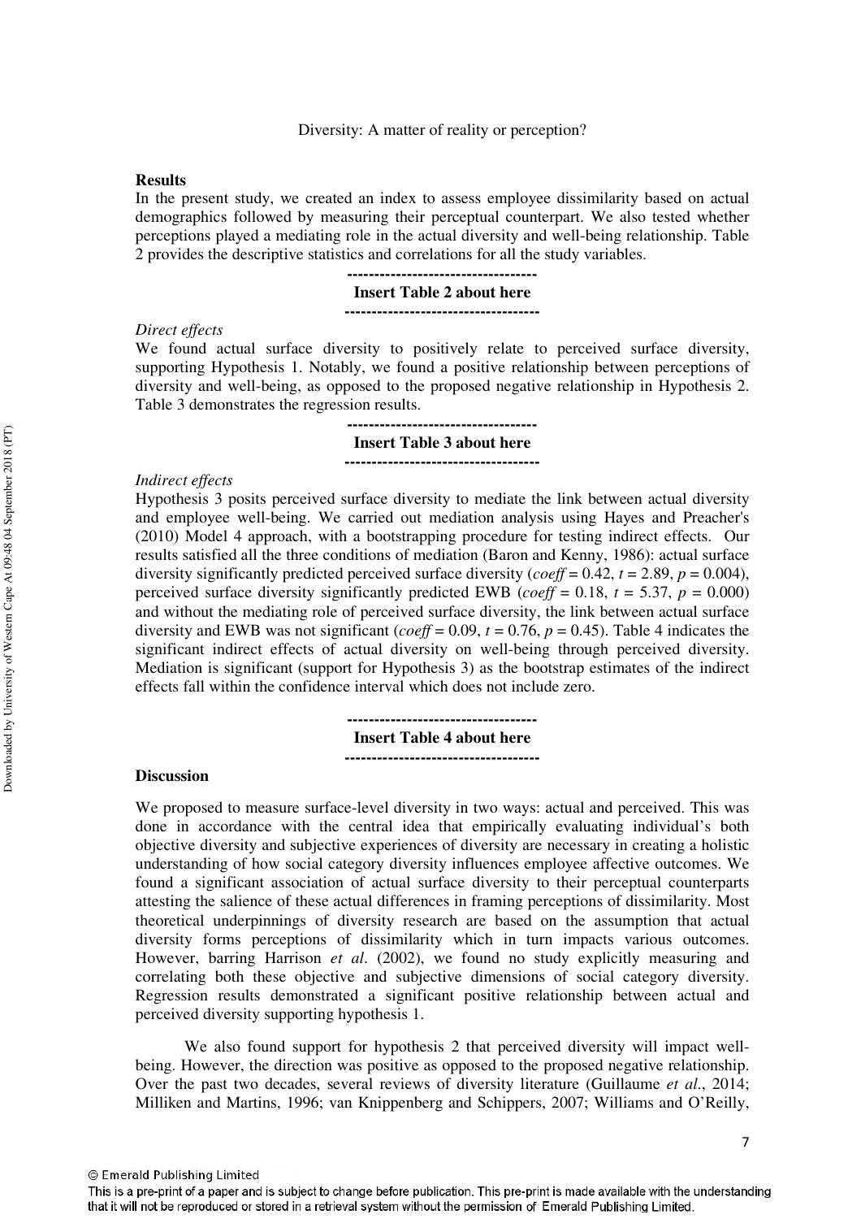## Results

In the present study, we created an index to assess employee dissimilarity based on actual demographics followed by measuring their perceptual counterpart. We also tested whether perceptions played a mediating role in the actual diversity and well-being relationship. Table 2 provides the descriptive statistics and correlations for all the study variables.

-----------------------------------

**Insert Table 2 about here**

-----------------------------------

*Direct effects*

We found actual surface diversity to positively relate to perceived surface diversity, supporting Hypothesis 1. Notably, we found a positive relationship between perceptions of diversity and well-being, as opposed to the proposed negative relationship in Hypothesis 2. Table 3 demonstrates the regression results.

-----------------------------------

**Insert Table 3 about here**

-----------------------------------

*Indirect effects*

Hypothesis 3 posits perceived surface diversity to mediate the link between actual diversity and employee well-being. We carried out mediation analysis using Hayes and Preacher's (2010) Model 4 approach, with a bootstrapping procedure for testing indirect effects. Our results satisfied all the three conditions of mediation (Baron and Kenny, 1986): actual surface diversity significantly predicted perceived surface diversity (*coeff* = 0.42, $t = 2.89$, $p = 0.004$), perceived surface diversity significantly predicted EWB (*coeff* = 0.18, $t = 5.37$, $p = 0.000$) and without the mediating role of perceived surface diversity, the link between actual surface diversity and EWB was not significant (*coeff* = 0.09, $t = 0.76$, $p = 0.45$). Table 4 indicates the significant indirect effects of actual diversity on well-being through perceived diversity. Mediation is significant (support for Hypothesis 3) as the bootstrap estimates of the indirect effects fall within the confidence interval which does not include zero.

-----------------------------------

**Insert Table 4 about here**

-----------------------------------

## Discussion

We proposed to measure surface-level diversity in two ways: actual and perceived. This was done in accordance with the central idea that empirically evaluating individual's both objective diversity and subjective experiences of diversity are necessary in creating a holistic understanding of how social category diversity influences employee affective outcomes. We found a significant association of actual surface diversity to their perceptual counterparts attesting the salience of these actual differences in framing perceptions of dissimilarity. Most theoretical underpinnings of diversity research are based on the assumption that actual diversity forms perceptions of dissimilarity which in turn impacts various outcomes. However, barring Harrison *et al*. (2002), we found no study explicitly measuring and correlating both these objective and subjective dimensions of social category diversity. Regression results demonstrated a significant positive relationship between actual and perceived diversity supporting hypothesis 1.

We also found support for hypothesis 2 that perceived diversity will impact well-being. However, the direction was positive as opposed to the proposed negative relationship. Over the past two decades, several reviews of diversity literature (Guillaume *et al*., 2014; Milliken and Martins, 1996; van Knippenberg and Schippers, 2007; Williams and O'Reilly,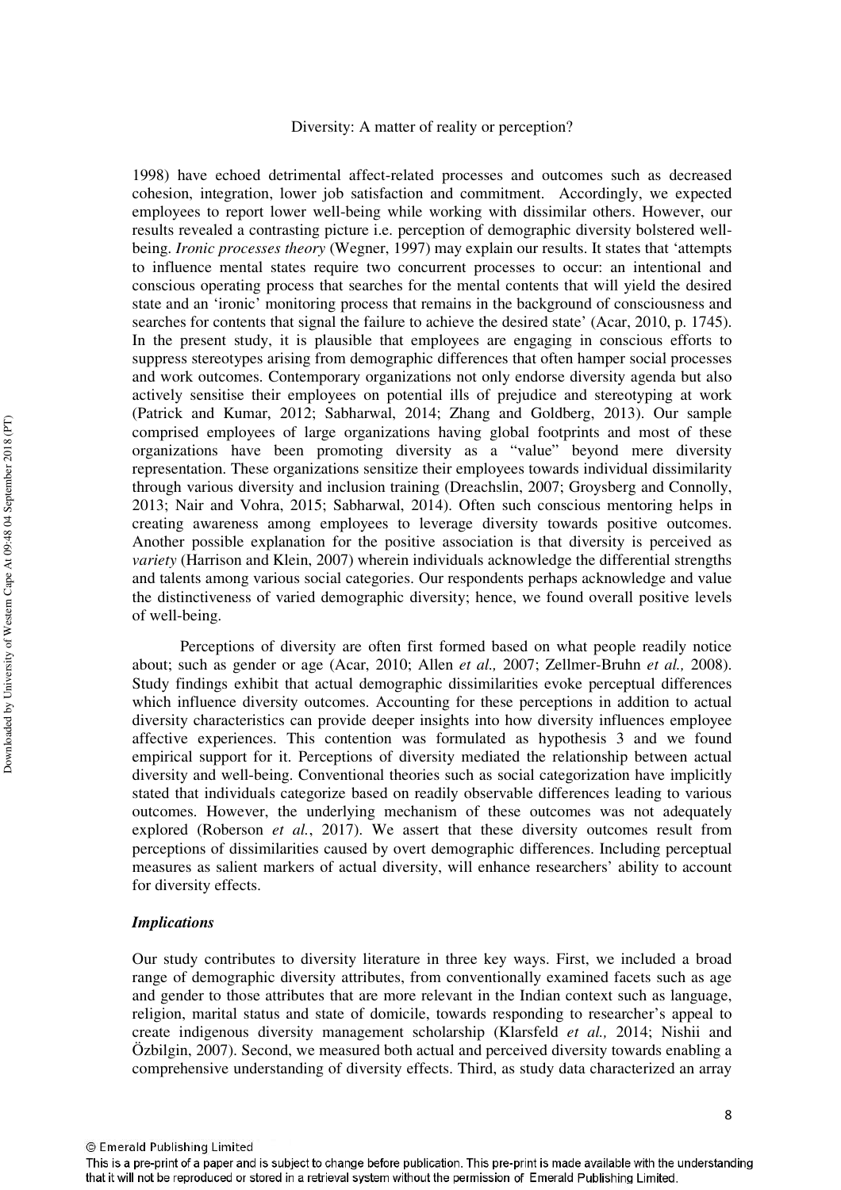1998) have echoed detrimental affect-related processes and outcomes such as decreased cohesion, integration, lower job satisfaction and commitment. Accordingly, we expected employees to report lower well-being while working with dissimilar others. However, our results revealed a contrasting picture i.e. perception of demographic diversity bolstered well-being. *Ironic processes theory* (Wegner, 1997) may explain our results. It states that 'attempts to influence mental states require two concurrent processes to occur: an intentional and conscious operating process that searches for the mental contents that will yield the desired state and an 'ironic' monitoring process that remains in the background of consciousness and searches for contents that signal the failure to achieve the desired state' (Acar, 2010, p. 1745). In the present study, it is plausible that employees are engaging in conscious efforts to suppress stereotypes arising from demographic differences that often hamper social processes and work outcomes. Contemporary organizations not only endorse diversity agenda but also actively sensitise their employees on potential ills of prejudice and stereotyping at work (Patrick and Kumar, 2012; Sabharwal, 2014; Zhang and Goldberg, 2013). Our sample comprised employees of large organizations having global footprints and most of these organizations have been promoting diversity as a "value" beyond mere diversity representation. These organizations sensitize their employees towards individual dissimilarity through various diversity and inclusion training (Dreachslin, 2007; Groysberg and Connolly, 2013; Nair and Vohra, 2015; Sabharwal, 2014). Often such conscious mentoring helps in creating awareness among employees to leverage diversity towards positive outcomes. Another possible explanation for the positive association is that diversity is perceived as *variety* (Harrison and Klein, 2007) wherein individuals acknowledge the differential strengths and talents among various social categories. Our respondents perhaps acknowledge and value the distinctiveness of varied demographic diversity; hence, we found overall positive levels of well-being.

Perceptions of diversity are often first formed based on what people readily notice about; such as gender or age (Acar, 2010; Allen *et al.,* 2007; Zellmer-Bruhn *et al.,* 2008). Study findings exhibit that actual demographic dissimilarities evoke perceptual differences which influence diversity outcomes. Accounting for these perceptions in addition to actual diversity characteristics can provide deeper insights into how diversity influences employee affective experiences. This contention was formulated as hypothesis 3 and we found empirical support for it. Perceptions of diversity mediated the relationship between actual diversity and well-being. Conventional theories such as social categorization have implicitly stated that individuals categorize based on readily observable differences leading to various outcomes. However, the underlying mechanism of these outcomes was not adequately explored (Roberson *et al.*, 2017). We assert that these diversity outcomes result from perceptions of dissimilarities caused by overt demographic differences. Including perceptual measures as salient markers of actual diversity, will enhance researchers' ability to account for diversity effects.

### *Implications*

Our study contributes to diversity literature in three key ways. First, we included a broad range of demographic diversity attributes, from conventionally examined facets such as age and gender to those attributes that are more relevant in the Indian context such as language, religion, marital status and state of domicile, towards responding to researcher's appeal to create indigenous diversity management scholarship (Klarsfeld *et al.,* 2014; Nishii and Özbilgin, 2007). Second, we measured both actual and perceived diversity towards enabling a comprehensive understanding of diversity effects. Third, as study data characterized an array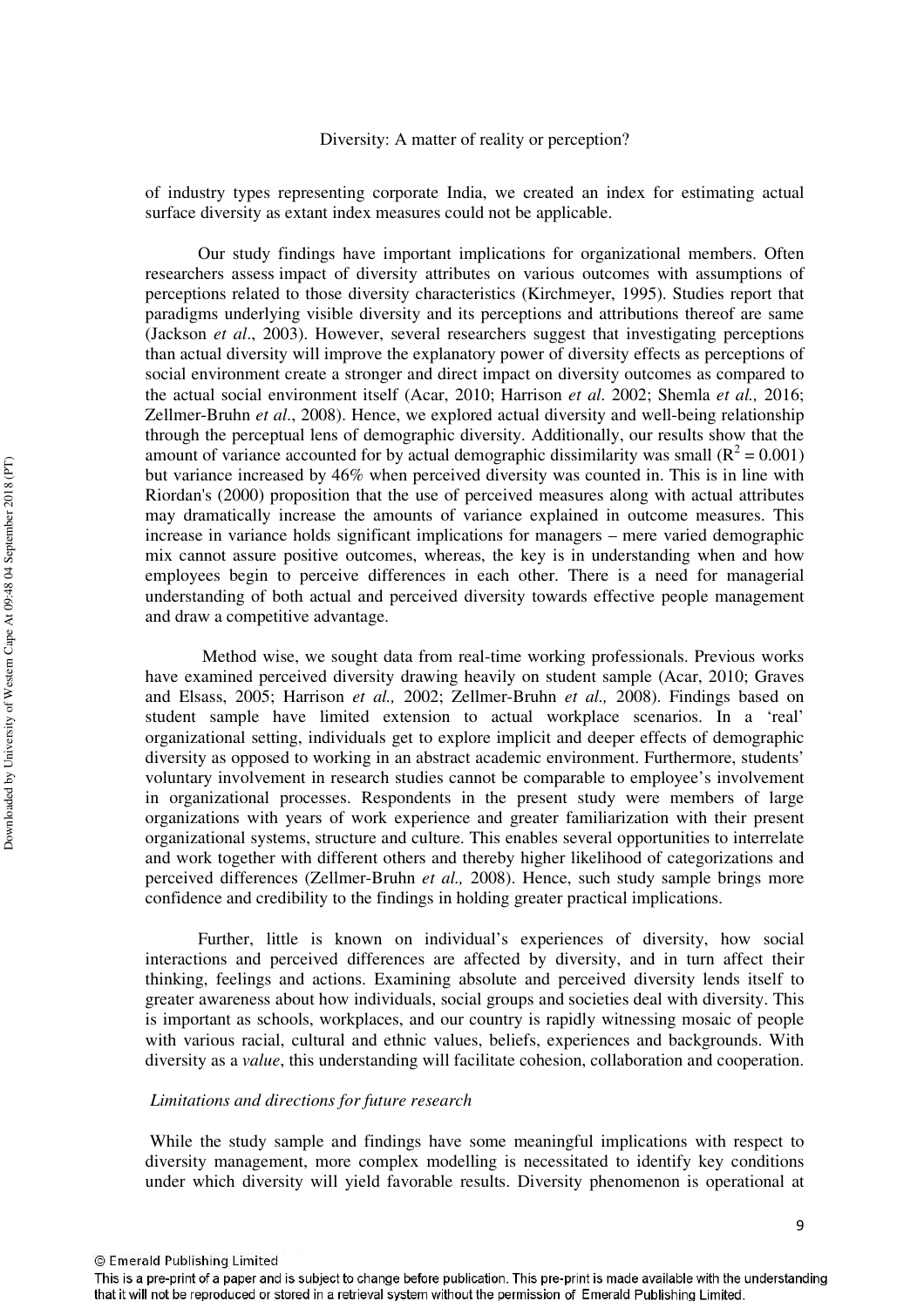of industry types representing corporate India, we created an index for estimating actual surface diversity as extant index measures could not be applicable.

Our study findings have important implications for organizational members. Often researchers assess impact of diversity attributes on various outcomes with assumptions of perceptions related to those diversity characteristics (Kirchmeyer, 1995). Studies report that paradigms underlying visible diversity and its perceptions and attributions thereof are same (Jackson *et al*., 2003). However, several researchers suggest that investigating perceptions than actual diversity will improve the explanatory power of diversity effects as perceptions of social environment create a stronger and direct impact on diversity outcomes as compared to the actual social environment itself (Acar, 2010; Harrison *et al*. 2002; Shemla *et al.,* 2016; Zellmer-Bruhn *et al*., 2008). Hence, we explored actual diversity and well-being relationship through the perceptual lens of demographic diversity. Additionally, our results show that the amount of variance accounted for by actual demographic dissimilarity was small ($R^2 = 0.001$) but variance increased by 46% when perceived diversity was counted in. This is in line with Riordan's (2000) proposition that the use of perceived measures along with actual attributes may dramatically increase the amounts of variance explained in outcome measures. This increase in variance holds significant implications for managers – mere varied demographic mix cannot assure positive outcomes, whereas, the key is in understanding when and how employees begin to perceive differences in each other. There is a need for managerial understanding of both actual and perceived diversity towards effective people management and draw a competitive advantage.

Method wise, we sought data from real-time working professionals. Previous works have examined perceived diversity drawing heavily on student sample (Acar, 2010; Graves and Elsass, 2005; Harrison *et al.,* 2002; Zellmer-Bruhn *et al.,* 2008). Findings based on student sample have limited extension to actual workplace scenarios. In a 'real' organizational setting, individuals get to explore implicit and deeper effects of demographic diversity as opposed to working in an abstract academic environment. Furthermore, students' voluntary involvement in research studies cannot be comparable to employee's involvement in organizational processes. Respondents in the present study were members of large organizations with years of work experience and greater familiarization with their present organizational systems, structure and culture. This enables several opportunities to interrelate and work together with different others and thereby higher likelihood of categorizations and perceived differences (Zellmer-Bruhn *et al.,* 2008). Hence, such study sample brings more confidence and credibility to the findings in holding greater practical implications.

Further, little is known on individual's experiences of diversity, how social interactions and perceived differences are affected by diversity, and in turn affect their thinking, feelings and actions. Examining absolute and perceived diversity lends itself to greater awareness about how individuals, social groups and societies deal with diversity. This is important as schools, workplaces, and our country is rapidly witnessing mosaic of people with various racial, cultural and ethnic values, beliefs, experiences and backgrounds. With diversity as a *value*, this understanding will facilitate cohesion, collaboration and cooperation.

*Limitations and directions for future research*

While the study sample and findings have some meaningful implications with respect to diversity management, more complex modelling is necessitated to identify key conditions under which diversity will yield favorable results. Diversity phenomenon is operational at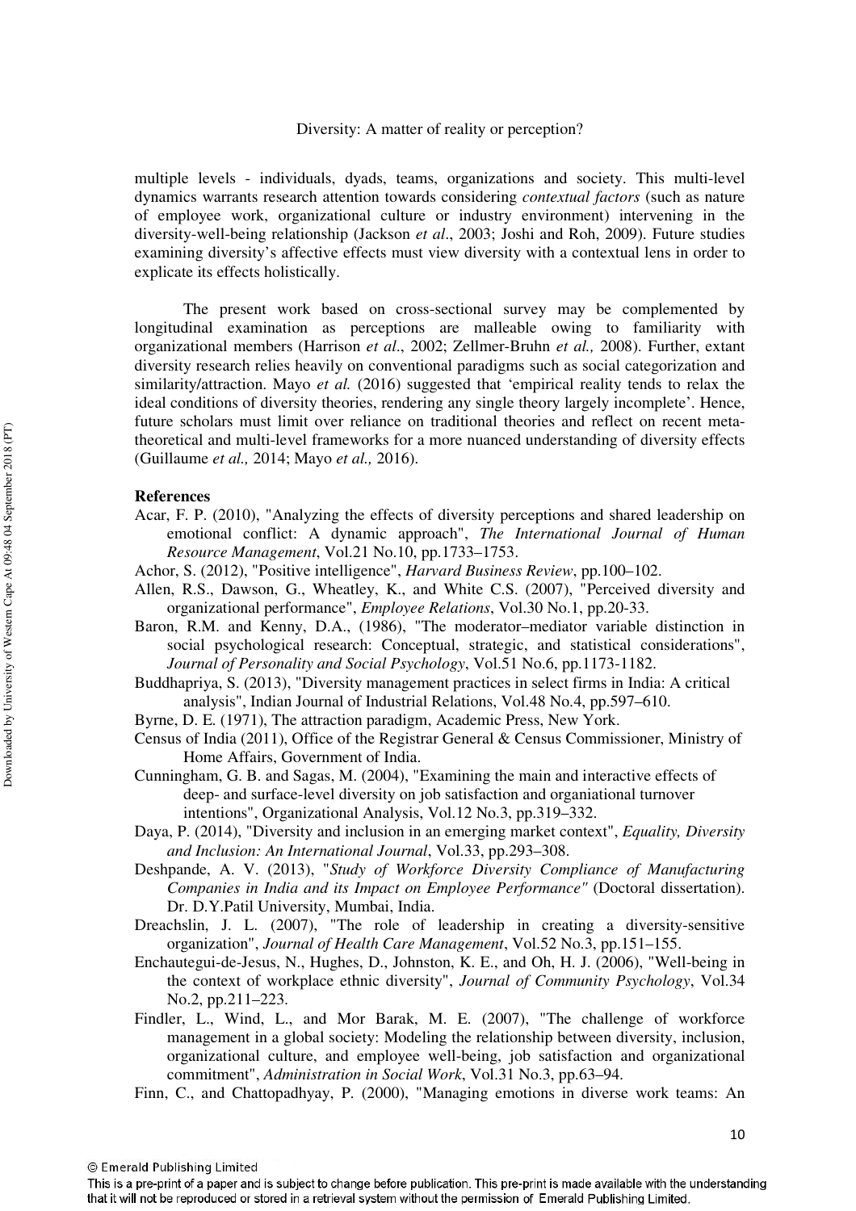multiple levels - individuals, dyads, teams, organizations and society. This multi-level dynamics warrants research attention towards considering *contextual factors* (such as nature of employee work, organizational culture or industry environment) intervening in the diversity-well-being relationship (Jackson *et al*., 2003; Joshi and Roh, 2009). Future studies examining diversity's affective effects must view diversity with a contextual lens in order to explicate its effects holistically.

The present work based on cross-sectional survey may be complemented by longitudinal examination as perceptions are malleable owing to familiarity with organizational members (Harrison *et al*., 2002; Zellmer-Bruhn *et al.,* 2008). Further, extant diversity research relies heavily on conventional paradigms such as social categorization and similarity/attraction. Mayo *et al.* (2016) suggested that 'empirical reality tends to relax the ideal conditions of diversity theories, rendering any single theory largely incomplete'. Hence, future scholars must limit over reliance on traditional theories and reflect on recent meta-theoretical and multi-level frameworks for a more nuanced understanding of diversity effects (Guillaume *et al.,* 2014; Mayo *et al.,* 2016).

**References**

Acar, F. P. (2010), "Analyzing the effects of diversity perceptions and shared leadership on emotional conflict: A dynamic approach", *The International Journal of Human Resource Management*, Vol.21 No.10, pp.1733–1753.

Achor, S. (2012), "Positive intelligence", *Harvard Business Review*, pp.100–102.

Allen, R.S., Dawson, G., Wheatley, K., and White C.S. (2007), "Perceived diversity and organizational performance", *Employee Relations*, Vol.30 No.1, pp.20-33.

Baron, R.M. and Kenny, D.A., (1986), "The moderator–mediator variable distinction in social psychological research: Conceptual, strategic, and statistical considerations", *Journal of Personality and Social Psychology*, Vol.51 No.6, pp.1173-1182.

Buddhapriya, S. (2013), "Diversity management practices in select firms in India: A critical analysis", Indian Journal of Industrial Relations, Vol.48 No.4, pp.597–610.

Byrne, D. E. (1971), The attraction paradigm, Academic Press, New York.

Census of India (2011), Office of the Registrar General & Census Commissioner, Ministry of Home Affairs, Government of India.

Cunningham, G. B. and Sagas, M. (2004), "Examining the main and interactive effects of deep- and surface-level diversity on job satisfaction and organiational turnover intentions", Organizational Analysis, Vol.12 No.3, pp.319–332.

Daya, P. (2014), "Diversity and inclusion in an emerging market context", *Equality, Diversity and Inclusion: An International Journal*, Vol.33, pp.293–308.

Deshpande, A. V. (2013), "*Study of Workforce Diversity Compliance of Manufacturing Companies in India and its Impact on Employee Performance"* (Doctoral dissertation). Dr. D.Y.Patil University, Mumbai, India.

Dreachslin, J. L. (2007), "The role of leadership in creating a diversity-sensitive organization", *Journal of Health Care Management*, Vol.52 No.3, pp.151–155.

Enchautegui-de-Jesus, N., Hughes, D., Johnston, K. E., and Oh, H. J. (2006), "Well-being in the context of workplace ethnic diversity", *Journal of Community Psychology*, Vol.34 No.2, pp.211–223.

Findler, L., Wind, L., and Mor Barak, M. E. (2007), "The challenge of workforce management in a global society: Modeling the relationship between diversity, inclusion, organizational culture, and employee well-being, job satisfaction and organizational commitment", *Administration in Social Work*, Vol.31 No.3, pp.63–94.

Finn, C., and Chattopadhyay, P. (2000), "Managing emotions in diverse work teams: An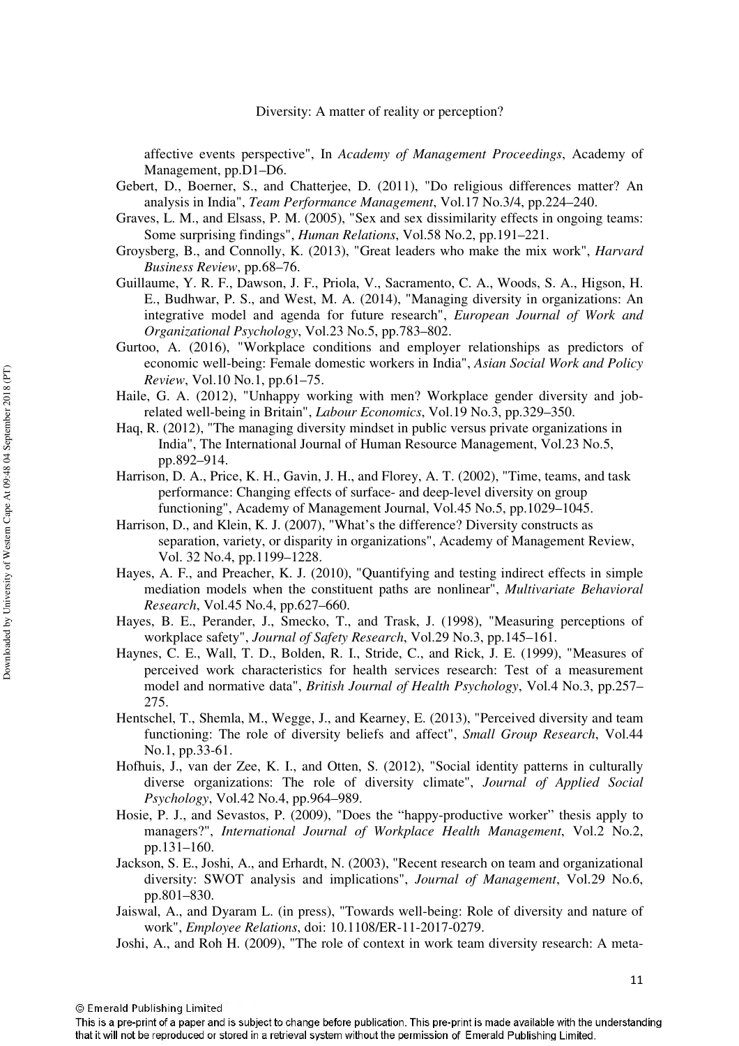affective events perspective", In *Academy of Management Proceedings*, Academy of Management, pp.D1–D6.

Gebert, D., Boerner, S., and Chatterjee, D. (2011), "Do religious differences matter? An analysis in India", *Team Performance Management*, Vol.17 No.3/4, pp.224–240.

Graves, L. M., and Elsass, P. M. (2005), "Sex and sex dissimilarity effects in ongoing teams: Some surprising findings", *Human Relations*, Vol.58 No.2, pp.191–221.

Groysberg, B., and Connolly, K. (2013), "Great leaders who make the mix work", *Harvard Business Review*, pp.68–76.

Guillaume, Y. R. F., Dawson, J. F., Priola, V., Sacramento, C. A., Woods, S. A., Higson, H. E., Budhwar, P. S., and West, M. A. (2014), "Managing diversity in organizations: An integrative model and agenda for future research", *European Journal of Work and Organizational Psychology*, Vol.23 No.5, pp.783–802.

Gurtoo, A. (2016), "Workplace conditions and employer relationships as predictors of economic well-being: Female domestic workers in India", *Asian Social Work and Policy Review*, Vol.10 No.1, pp.61–75.

Haile, G. A. (2012), "Unhappy working with men? Workplace gender diversity and job-related well-being in Britain", *Labour Economics*, Vol.19 No.3, pp.329–350.

Haq, R. (2012), "The managing diversity mindset in public versus private organizations in India", The International Journal of Human Resource Management, Vol.23 No.5, pp.892–914.

Harrison, D. A., Price, K. H., Gavin, J. H., and Florey, A. T. (2002), "Time, teams, and task performance: Changing effects of surface- and deep-level diversity on group functioning", Academy of Management Journal, Vol.45 No.5, pp.1029–1045.

Harrison, D., and Klein, K. J. (2007), "What's the difference? Diversity constructs as separation, variety, or disparity in organizations", Academy of Management Review, Vol. 32 No.4, pp.1199–1228.

Hayes, A. F., and Preacher, K. J. (2010), "Quantifying and testing indirect effects in simple mediation models when the constituent paths are nonlinear", *Multivariate Behavioral Research*, Vol.45 No.4, pp.627–660.

Hayes, B. E., Perander, J., Smecko, T., and Trask, J. (1998), "Measuring perceptions of workplace safety", *Journal of Safety Research*, Vol.29 No.3, pp.145–161.

Haynes, C. E., Wall, T. D., Bolden, R. I., Stride, C., and Rick, J. E. (1999), "Measures of perceived work characteristics for health services research: Test of a measurement model and normative data", *British Journal of Health Psychology*, Vol.4 No.3, pp.257–275.

Hentschel, T., Shemla, M., Wegge, J., and Kearney, E. (2013), "Perceived diversity and team functioning: The role of diversity beliefs and affect", *Small Group Research*, Vol.44 No.1, pp.33-61.

Hofhuis, J., van der Zee, K. I., and Otten, S. (2012), "Social identity patterns in culturally diverse organizations: The role of diversity climate", *Journal of Applied Social Psychology*, Vol.42 No.4, pp.964–989.

Hosie, P. J., and Sevastos, P. (2009), "Does the "happy-productive worker" thesis apply to managers?", *International Journal of Workplace Health Management*, Vol.2 No.2, pp.131–160.

Jackson, S. E., Joshi, A., and Erhardt, N. (2003), "Recent research on team and organizational diversity: SWOT analysis and implications", *Journal of Management*, Vol.29 No.6, pp.801–830.

Jaiswal, A., and Dyaram L. (in press), "Towards well-being: Role of diversity and nature of work", *Employee Relations*, doi: 10.1108/ER-11-2017-0279.

Joshi, A., and Roh H. (2009), "The role of context in work team diversity research: A meta-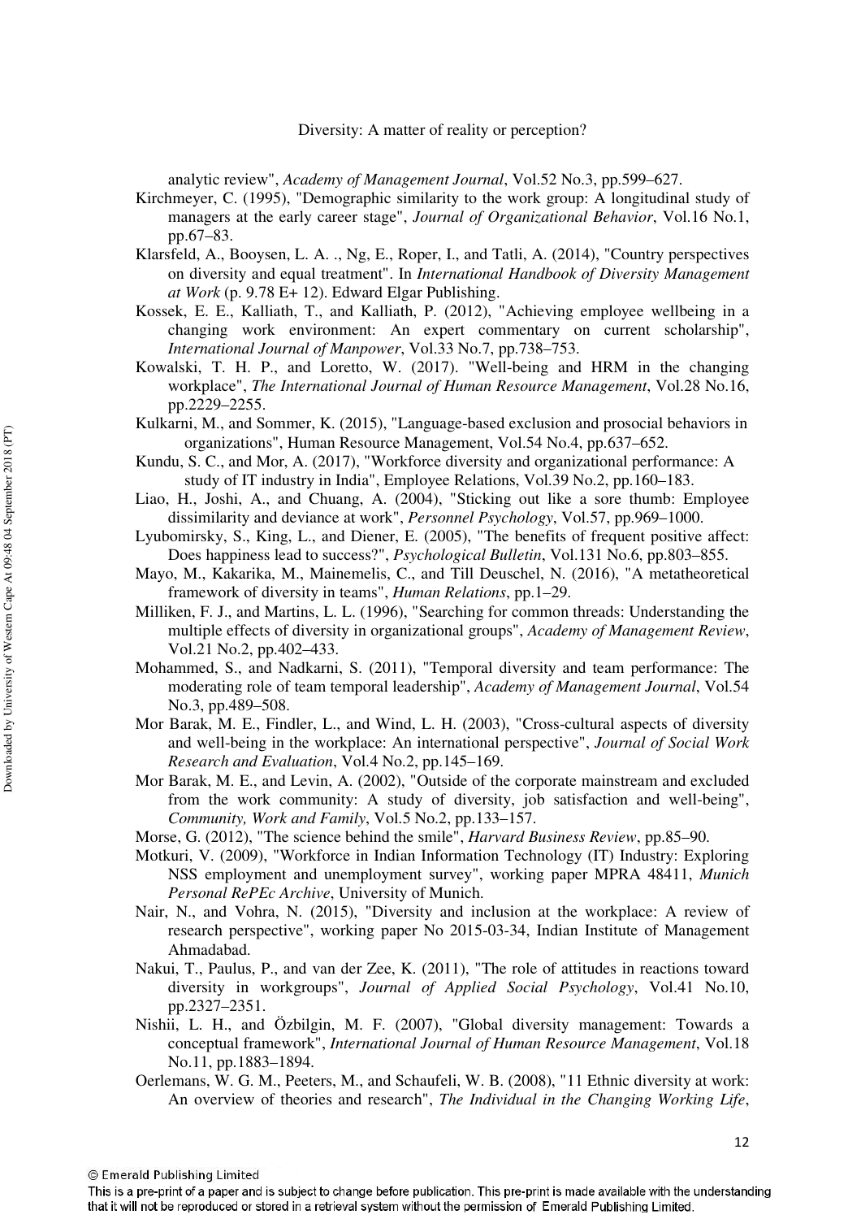analytic review", *Academy of Management Journal*, Vol.52 No.3, pp.599–627.

Kirchmeyer, C. (1995), "Demographic similarity to the work group: A longitudinal study of managers at the early career stage", *Journal of Organizational Behavior*, Vol.16 No.1, pp.67–83.

Klarsfeld, A., Booysen, L. A. ., Ng, E., Roper, I., and Tatli, A. (2014), "Country perspectives on diversity and equal treatment". In *International Handbook of Diversity Management at Work* (p. 9.78 E+ 12). Edward Elgar Publishing.

Kossek, E. E., Kalliath, T., and Kalliath, P. (2012), "Achieving employee wellbeing in a changing work environment: An expert commentary on current scholarship", *International Journal of Manpower*, Vol.33 No.7, pp.738–753.

Kowalski, T. H. P., and Loretto, W. (2017). "Well-being and HRM in the changing workplace", *The International Journal of Human Resource Management*, Vol.28 No.16, pp.2229–2255.

Kulkarni, M., and Sommer, K. (2015), "Language-based exclusion and prosocial behaviors in organizations", Human Resource Management, Vol.54 No.4, pp.637–652.

Kundu, S. C., and Mor, A. (2017), "Workforce diversity and organizational performance: A study of IT industry in India", Employee Relations, Vol.39 No.2, pp.160–183.

Liao, H., Joshi, A., and Chuang, A. (2004), "Sticking out like a sore thumb: Employee dissimilarity and deviance at work", *Personnel Psychology*, Vol.57, pp.969–1000.

Lyubomirsky, S., King, L., and Diener, E. (2005), "The benefits of frequent positive affect: Does happiness lead to success?", *Psychological Bulletin*, Vol.131 No.6, pp.803–855.

Mayo, M., Kakarika, M., Mainemelis, C., and Till Deuschel, N. (2016), "A metatheoretical framework of diversity in teams", *Human Relations*, pp.1–29.

Milliken, F. J., and Martins, L. L. (1996), "Searching for common threads: Understanding the multiple effects of diversity in organizational groups", *Academy of Management Review*, Vol.21 No.2, pp.402–433.

Mohammed, S., and Nadkarni, S. (2011), "Temporal diversity and team performance: The moderating role of team temporal leadership", *Academy of Management Journal*, Vol.54 No.3, pp.489–508.

Mor Barak, M. E., Findler, L., and Wind, L. H. (2003), "Cross-cultural aspects of diversity and well-being in the workplace: An international perspective", *Journal of Social Work Research and Evaluation*, Vol.4 No.2, pp.145–169.

Mor Barak, M. E., and Levin, A. (2002), "Outside of the corporate mainstream and excluded from the work community: A study of diversity, job satisfaction and well-being", *Community, Work and Family*, Vol.5 No.2, pp.133–157.

Morse, G. (2012), "The science behind the smile", *Harvard Business Review*, pp.85–90.

Motkuri, V. (2009), "Workforce in Indian Information Technology (IT) Industry: Exploring NSS employment and unemployment survey", working paper MPRA 48411, *Munich Personal RePEc Archive*, University of Munich.

Nair, N., and Vohra, N. (2015), "Diversity and inclusion at the workplace: A review of research perspective", working paper No 2015-03-34, Indian Institute of Management Ahmadabad.

Nakui, T., Paulus, P., and van der Zee, K. (2011), "The role of attitudes in reactions toward diversity in workgroups", *Journal of Applied Social Psychology*, Vol.41 No.10, pp.2327–2351.

Nishii, L. H., and Özbilgin, M. F. (2007), "Global diversity management: Towards a conceptual framework", *International Journal of Human Resource Management*, Vol.18 No.11, pp.1883–1894.

Oerlemans, W. G. M., Peeters, M., and Schaufeli, W. B. (2008), "11 Ethnic diversity at work: An overview of theories and research", *The Individual in the Changing Working Life*,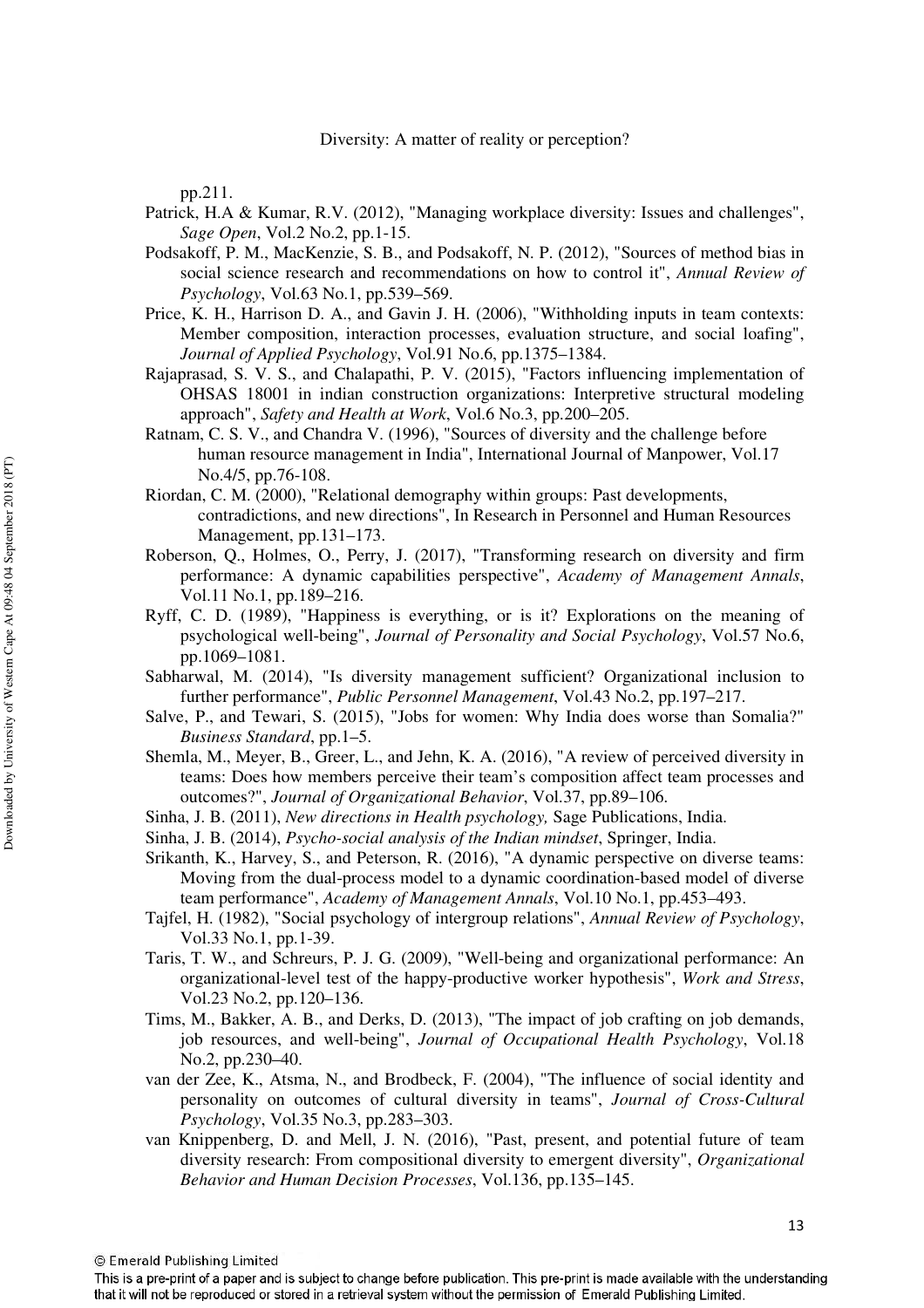pp.211.

Patrick, H.A & Kumar, R.V. (2012), "Managing workplace diversity: Issues and challenges", *Sage Open*, Vol.2 No.2, pp.1-15.

Podsakoff, P. M., MacKenzie, S. B., and Podsakoff, N. P. (2012), "Sources of method bias in social science research and recommendations on how to control it", *Annual Review of Psychology*, Vol.63 No.1, pp.539–569.

Price, K. H., Harrison D. A., and Gavin J. H. (2006), "Withholding inputs in team contexts: Member composition, interaction processes, evaluation structure, and social loafing", *Journal of Applied Psychology*, Vol.91 No.6, pp.1375–1384.

Rajaprasad, S. V. S., and Chalapathi, P. V. (2015), "Factors influencing implementation of OHSAS 18001 in indian construction organizations: Interpretive structural modeling approach", *Safety and Health at Work*, Vol.6 No.3, pp.200–205.

Ratnam, C. S. V., and Chandra V. (1996), "Sources of diversity and the challenge before human resource management in India", International Journal of Manpower, Vol.17 No.4/5, pp.76-108.

Riordan, C. M. (2000), "Relational demography within groups: Past developments, contradictions, and new directions", In Research in Personnel and Human Resources Management, pp.131–173.

Roberson, Q., Holmes, O., Perry, J. (2017), "Transforming research on diversity and firm performance: A dynamic capabilities perspective", *Academy of Management Annals*, Vol.11 No.1, pp.189–216.

Ryff, C. D. (1989), "Happiness is everything, or is it? Explorations on the meaning of psychological well-being", *Journal of Personality and Social Psychology*, Vol.57 No.6, pp.1069–1081.

Sabharwal, M. (2014), "Is diversity management sufficient? Organizational inclusion to further performance", *Public Personnel Management*, Vol.43 No.2, pp.197–217.

Salve, P., and Tewari, S. (2015), "Jobs for women: Why India does worse than Somalia?" *Business Standard*, pp.1–5.

Shemla, M., Meyer, B., Greer, L., and Jehn, K. A. (2016), "A review of perceived diversity in teams: Does how members perceive their team's composition affect team processes and outcomes?", *Journal of Organizational Behavior*, Vol.37, pp.89–106.

Sinha, J. B. (2011), *New directions in Health psychology,* Sage Publications, India.

Sinha, J. B. (2014), *Psycho-social analysis of the Indian mindset*, Springer, India.

Srikanth, K., Harvey, S., and Peterson, R. (2016), "A dynamic perspective on diverse teams: Moving from the dual-process model to a dynamic coordination-based model of diverse team performance", *Academy of Management Annals*, Vol.10 No.1, pp.453–493.

Tajfel, H. (1982), "Social psychology of intergroup relations", *Annual Review of Psychology*, Vol.33 No.1, pp.1-39.

Taris, T. W., and Schreurs, P. J. G. (2009), "Well-being and organizational performance: An organizational-level test of the happy-productive worker hypothesis", *Work and Stress*, Vol.23 No.2, pp.120–136.

Tims, M., Bakker, A. B., and Derks, D. (2013), "The impact of job crafting on job demands, job resources, and well-being", *Journal of Occupational Health Psychology*, Vol.18 No.2, pp.230–40.

van der Zee, K., Atsma, N., and Brodbeck, F. (2004), "The influence of social identity and personality on outcomes of cultural diversity in teams", *Journal of Cross-Cultural Psychology*, Vol.35 No.3, pp.283–303.

van Knippenberg, D. and Mell, J. N. (2016), "Past, present, and potential future of team diversity research: From compositional diversity to emergent diversity", *Organizational Behavior and Human Decision Processes*, Vol.136, pp.135–145.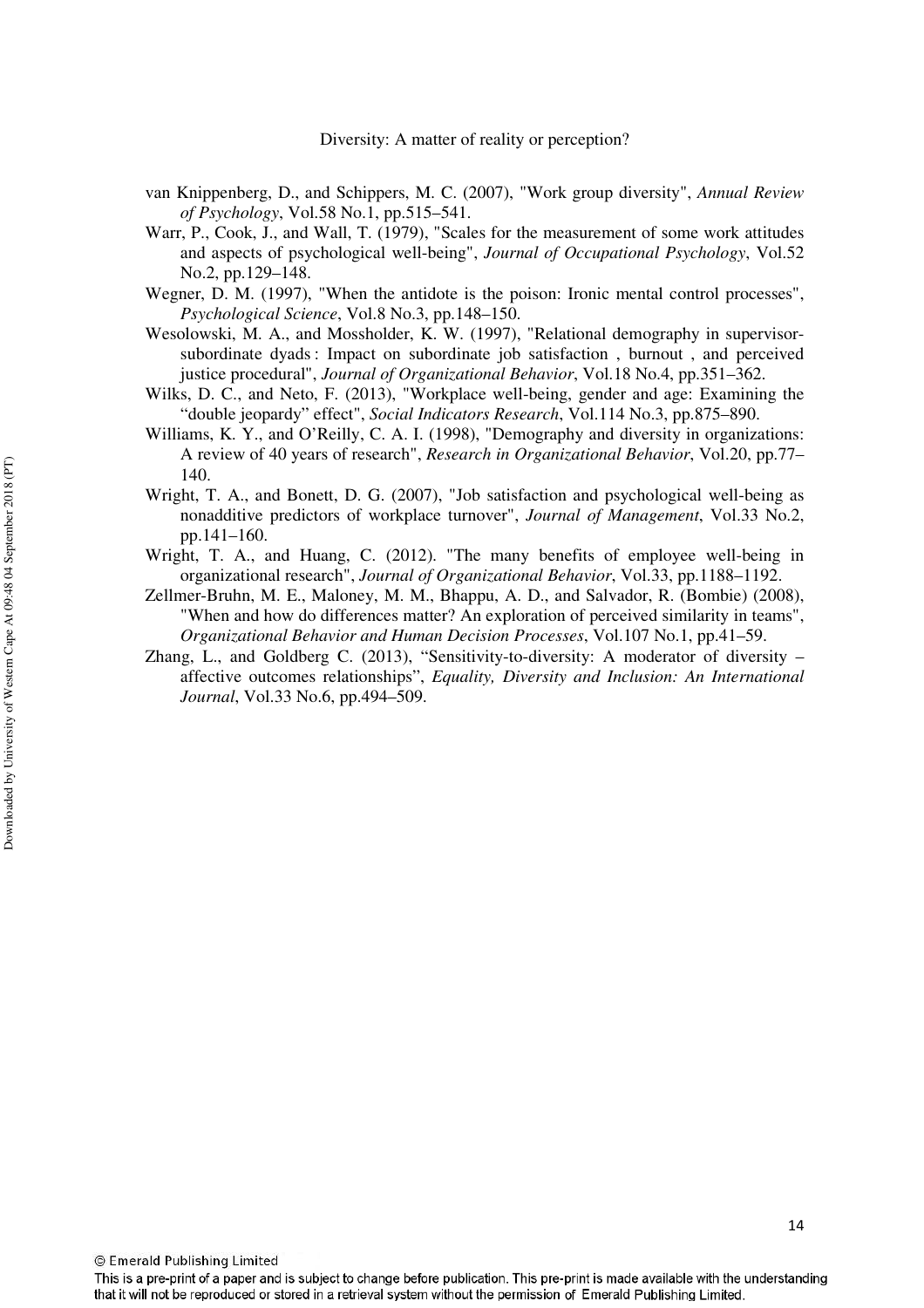van Knippenberg, D., and Schippers, M. C. (2007), "Work group diversity", *Annual Review of Psychology*, Vol.58 No.1, pp.515–541.

Warr, P., Cook, J., and Wall, T. (1979), "Scales for the measurement of some work attitudes and aspects of psychological well-being", *Journal of Occupational Psychology*, Vol.52 No.2, pp.129–148.

Wegner, D. M. (1997), "When the antidote is the poison: Ironic mental control processes", *Psychological Science*, Vol.8 No.3, pp.148–150.

Wesolowski, M. A., and Mossholder, K. W. (1997), "Relational demography in supervisor-subordinate dyads : Impact on subordinate job satisfaction , burnout , and perceived justice procedural", *Journal of Organizational Behavior*, Vol.18 No.4, pp.351–362.

Wilks, D. C., and Neto, F. (2013), "Workplace well-being, gender and age: Examining the "double jeopardy" effect", *Social Indicators Research*, Vol.114 No.3, pp.875–890.

Williams, K. Y., and O'Reilly, C. A. I. (1998), "Demography and diversity in organizations: A review of 40 years of research", *Research in Organizational Behavior*, Vol.20, pp.77–140.

Wright, T. A., and Bonett, D. G. (2007), "Job satisfaction and psychological well-being as nonadditive predictors of workplace turnover", *Journal of Management*, Vol.33 No.2, pp.141–160.

Wright, T. A., and Huang, C. (2012). "The many benefits of employee well-being in organizational research", *Journal of Organizational Behavior*, Vol.33, pp.1188–1192.

Zellmer-Bruhn, M. E., Maloney, M. M., Bhappu, A. D., and Salvador, R. (Bombie) (2008), "When and how do differences matter? An exploration of perceived similarity in teams", *Organizational Behavior and Human Decision Processes*, Vol.107 No.1, pp.41–59.

Zhang, L., and Goldberg C. (2013), "Sensitivity-to-diversity: A moderator of diversity – affective outcomes relationships", *Equality, Diversity and Inclusion: An International Journal*, Vol.33 No.6, pp.494–509.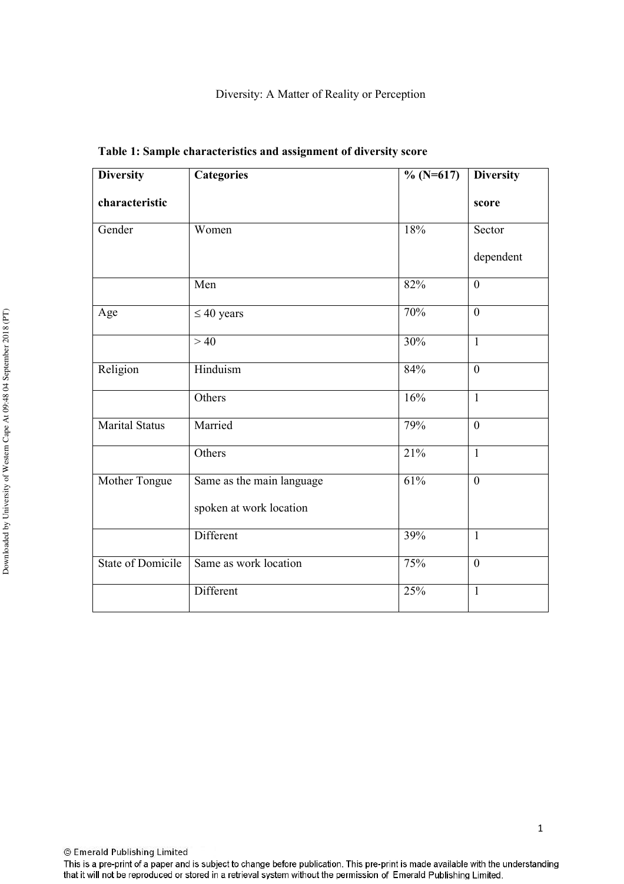**Table 1: Sample characteristics and assignment of diversity score**

| Diversity characteristic | Categories | % (N=617) | Diversity score |
|---|---|---|---|
| Gender | Women | 18% | Sector dependent |
| | Men | 82% | 0 |
| Age | ≤ 40 years | 70% | 0 |
| | > 40 | 30% | 1 |
| Religion | Hinduism | 84% | 0 |
| | Others | 16% | 1 |
| Marital Status | Married | 79% | 0 |
| | Others | 21% | 1 |
| Mother Tongue | Same as the main language spoken at work location | 61% | 0 |
| | Different | 39% | 1 |
| State of Domicile | Same as work location | 75% | 0 |
| | Different | 25% | 1 |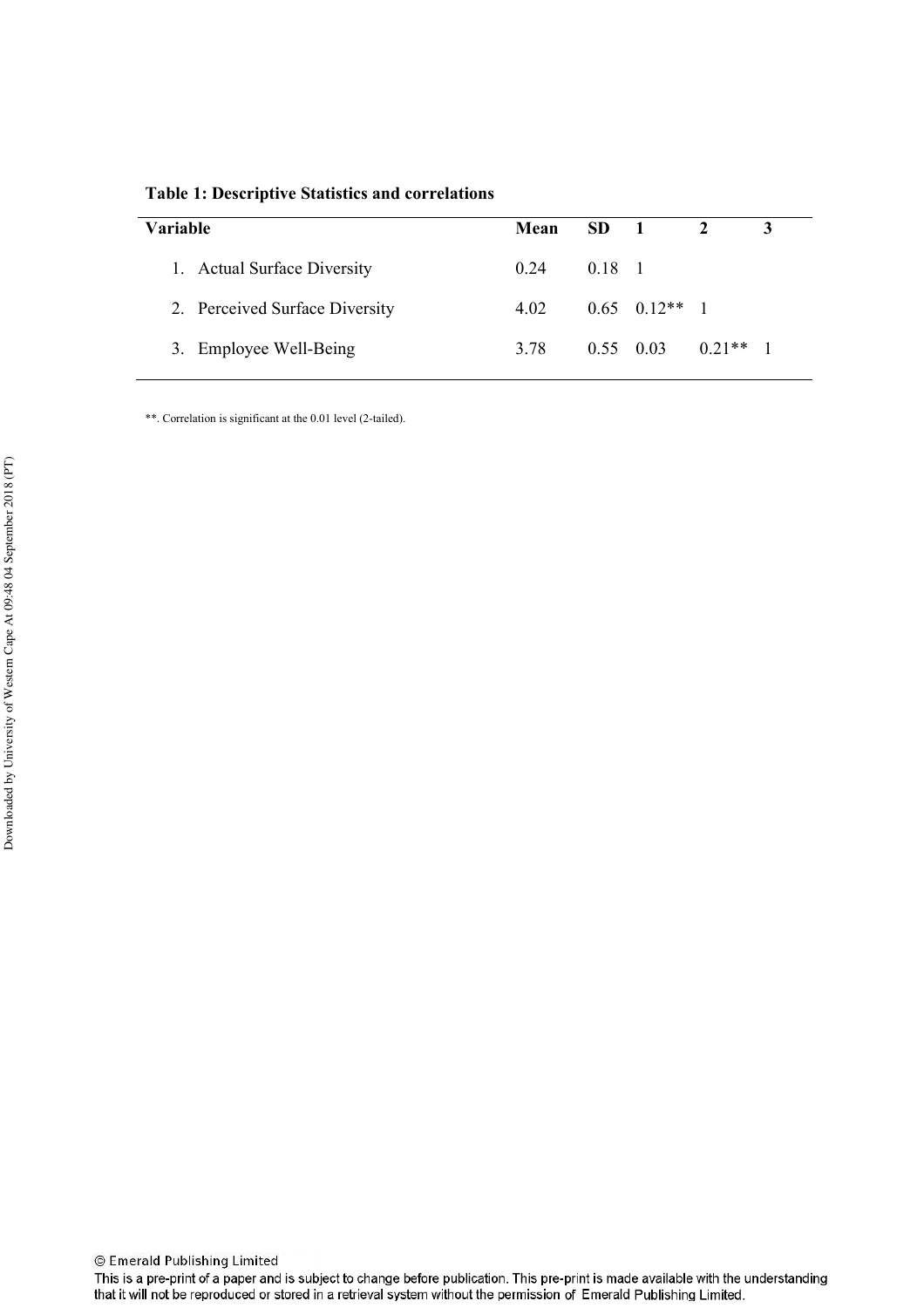**Table 1: Descriptive Statistics and correlations**

| Variable | Mean | SD | 1 | 2 | 3 |
|---|---|---|---|---|---|
| 1. Actual Surface Diversity | 0.24 | 0.18 | 1 | | |
| 2. Perceived Surface Diversity | 4.02 | 0.65 | 0.12** | 1 | |
| 3. Employee Well-Being | 3.78 | 0.55 | 0.03 | 0.21** | 1 |

**. Correlation is significant at the 0.01 level (2-tailed).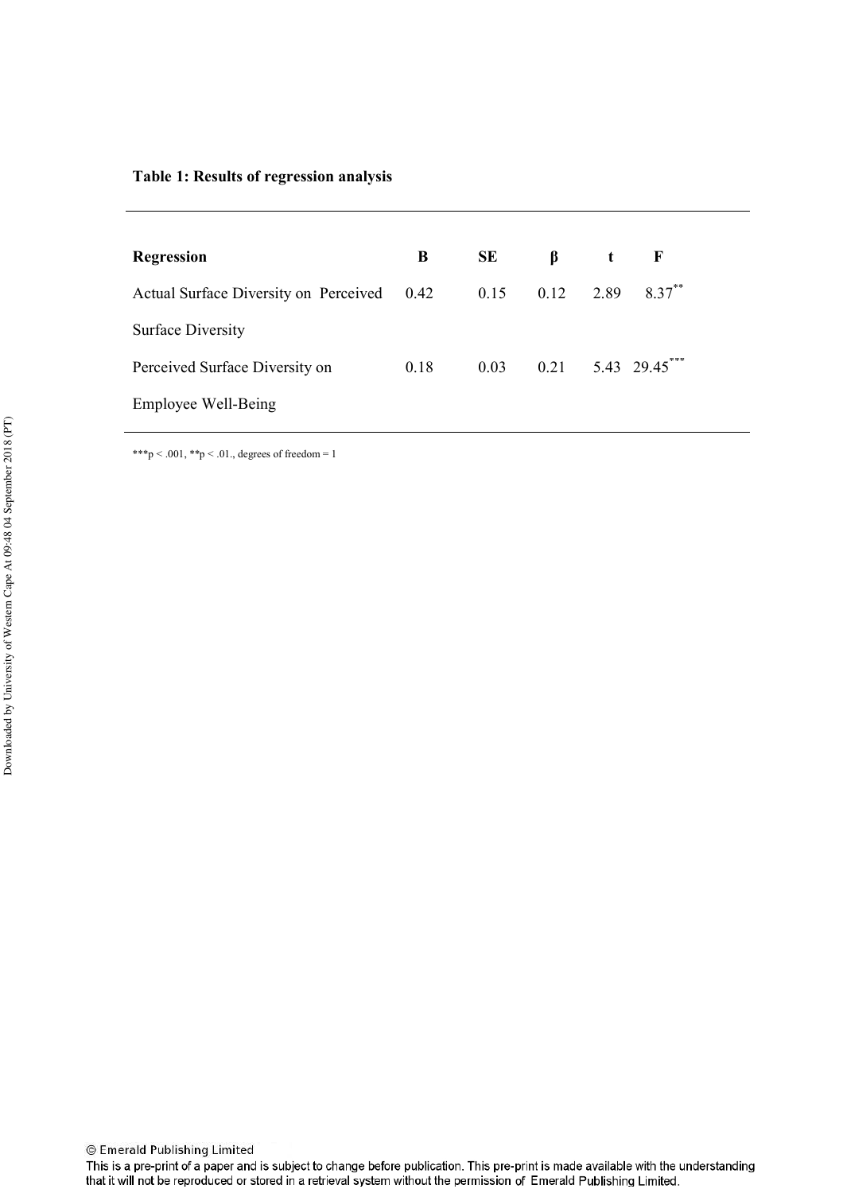**Table 1: Results of regression analysis**

| Regression | B | SE | β | t | F |
|---|---|---|---|---|---|
| Actual Surface Diversity on Perceived Surface Diversity | 0.42 | 0.15 | 0.12 | 2.89 | 8.37** |
| Perceived Surface Diversity on Employee Well-Being | 0.18 | 0.03 | 0.21 | 5.43 | 29.45*** |

***$p < .001$, **$p < .01$., degrees of freedom = 1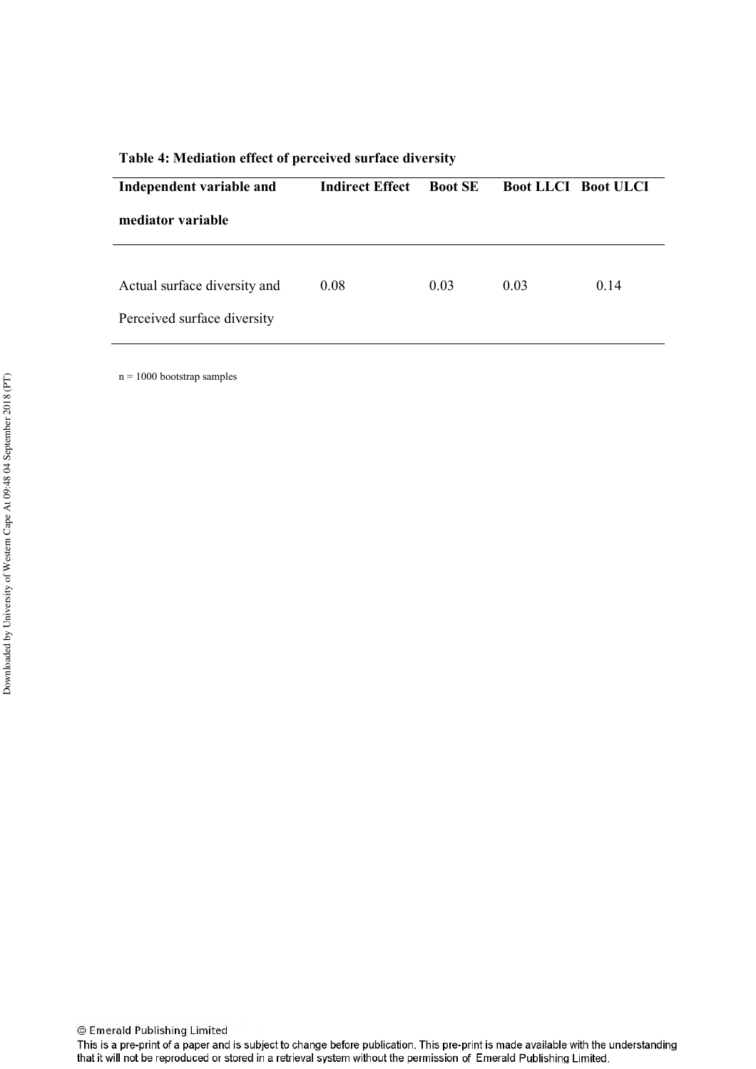**Table 4: Mediation effect of perceived surface diversity**

| Independent variable and mediator variable | Indirect Effect | Boot SE | Boot LLCI | Boot ULCI |
|---|---|---|---|---|
| Actual surface diversity and Perceived surface diversity | 0.08 | 0.03 | 0.03 | 0.14 |

n = 1000 bootstrap samples